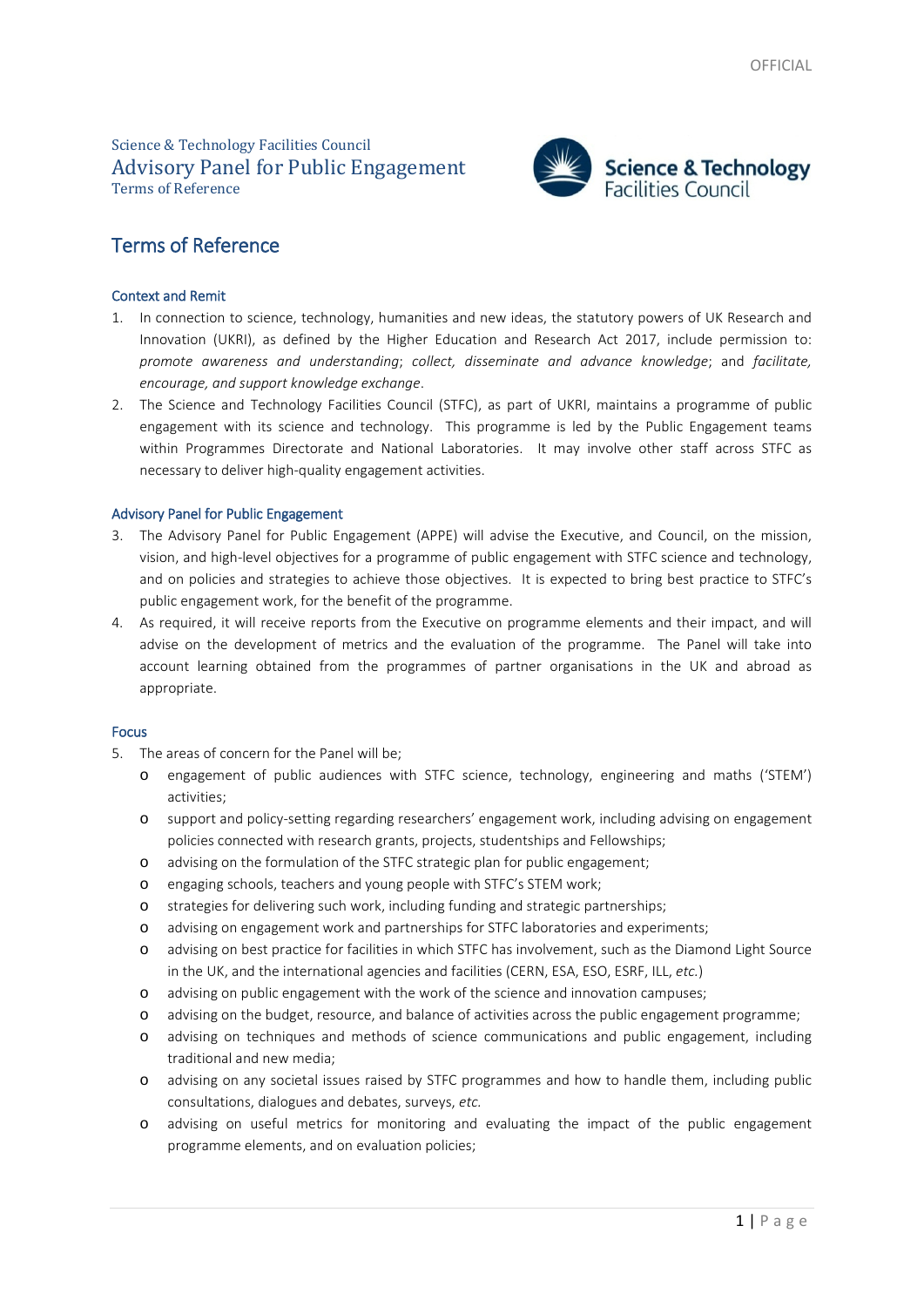Science & Technology Facilities Council

# Advisory Panel for Public Engagement

Terms of Reference

## Terms of Reference

### Context and Remit

1. In connection to science, technology, humanities and new ideas, the statutory powers of UK Research and Innovation (UKRI), as defined by the Higher Education and Research Act 2017, include permission to: *promote awareness and understanding*; *collect, disseminate and advance knowledge*; and *facilitate, encourage, and support knowledge exchange*.
2. The Science and Technology Facilities Council (STFC), as part of UKRI, maintains a programme of public engagement with its science and technology. This programme is led by the Public Engagement teams within Programmes Directorate and National Laboratories. It may involve other staff across STFC as necessary to deliver high-quality engagement activities.

### Advisory Panel for Public Engagement

3. The Advisory Panel for Public Engagement (APPE) will advise the Executive, and Council, on the mission, vision, and high-level objectives for a programme of public engagement with STFC science and technology, and on policies and strategies to achieve those objectives. It is expected to bring best practice to STFC's public engagement work, for the benefit of the programme.
4. As required, it will receive reports from the Executive on programme elements and their impact, and will advise on the development of metrics and the evaluation of the programme. The Panel will take into account learning obtained from the programmes of partner organisations in the UK and abroad as appropriate.

### Focus

5. The areas of concern for the Panel will be;
   - engagement of public audiences with STFC science, technology, engineering and maths ('STEM') activities;
   - support and policy-setting regarding researchers' engagement work, including advising on engagement policies connected with research grants, projects, studentships and Fellowships;
   - advising on the formulation of the STFC strategic plan for public engagement;
   - engaging schools, teachers and young people with STFC's STEM work;
   - strategies for delivering such work, including funding and strategic partnerships;
   - advising on engagement work and partnerships for STFC laboratories and experiments;
   - advising on best practice for facilities in which STFC has involvement, such as the Diamond Light Source in the UK, and the international agencies and facilities (CERN, ESA, ESO, ESRF, ILL, *etc.*)
   - advising on public engagement with the work of the science and innovation campuses;
   - advising on the budget, resource, and balance of activities across the public engagement programme;
   - advising on techniques and methods of science communications and public engagement, including traditional and new media;
   - advising on any societal issues raised by STFC programmes and how to handle them, including public consultations, dialogues and debates, surveys, *etc.*
   - advising on useful metrics for monitoring and evaluating the impact of the public engagement programme elements, and on evaluation policies;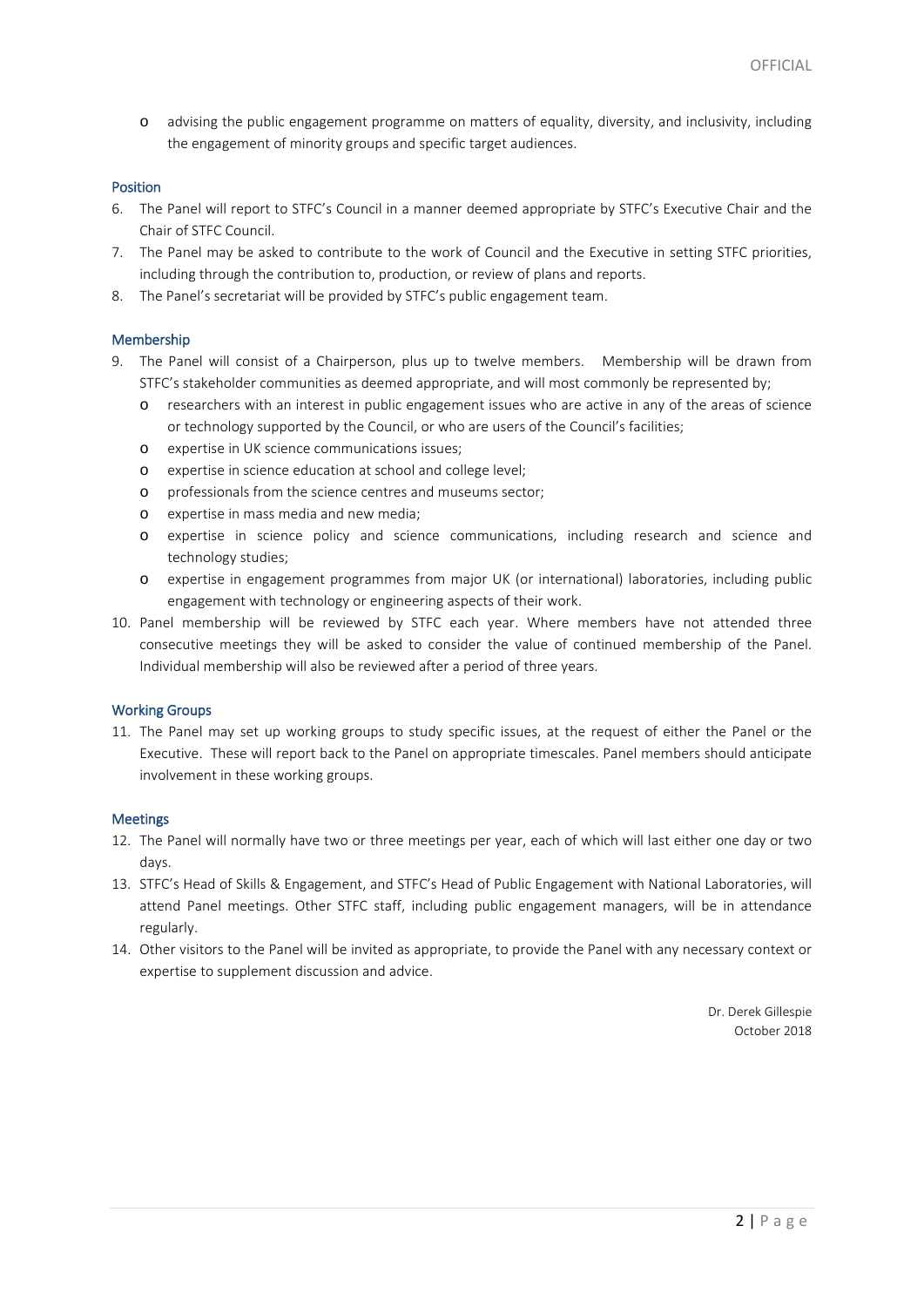- advising the public engagement programme on matters of equality, diversity, and inclusivity, including the engagement of minority groups and specific target audiences.

## Position

6. The Panel will report to STFC's Council in a manner deemed appropriate by STFC's Executive Chair and the Chair of STFC Council.
7. The Panel may be asked to contribute to the work of Council and the Executive in setting STFC priorities, including through the contribution to, production, or review of plans and reports.
8. The Panel's secretariat will be provided by STFC's public engagement team.

## Membership

9. The Panel will consist of a Chairperson, plus up to twelve members. Membership will be drawn from STFC's stakeholder communities as deemed appropriate, and will most commonly be represented by;
   - researchers with an interest in public engagement issues who are active in any of the areas of science or technology supported by the Council, or who are users of the Council's facilities;
   - expertise in UK science communications issues;
   - expertise in science education at school and college level;
   - professionals from the science centres and museums sector;
   - expertise in mass media and new media;
   - expertise in science policy and science communications, including research and science and technology studies;
   - expertise in engagement programmes from major UK (or international) laboratories, including public engagement with technology or engineering aspects of their work.
10. Panel membership will be reviewed by STFC each year. Where members have not attended three consecutive meetings they will be asked to consider the value of continued membership of the Panel. Individual membership will also be reviewed after a period of three years.

## Working Groups

11. The Panel may set up working groups to study specific issues, at the request of either the Panel or the Executive. These will report back to the Panel on appropriate timescales. Panel members should anticipate involvement in these working groups.

## Meetings

12. The Panel will normally have two or three meetings per year, each of which will last either one day or two days.
13. STFC's Head of Skills & Engagement, and STFC's Head of Public Engagement with National Laboratories, will attend Panel meetings. Other STFC staff, including public engagement managers, will be in attendance regularly.
14. Other visitors to the Panel will be invited as appropriate, to provide the Panel with any necessary context or expertise to supplement discussion and advice.

Dr. Derek Gillespie
October 2018